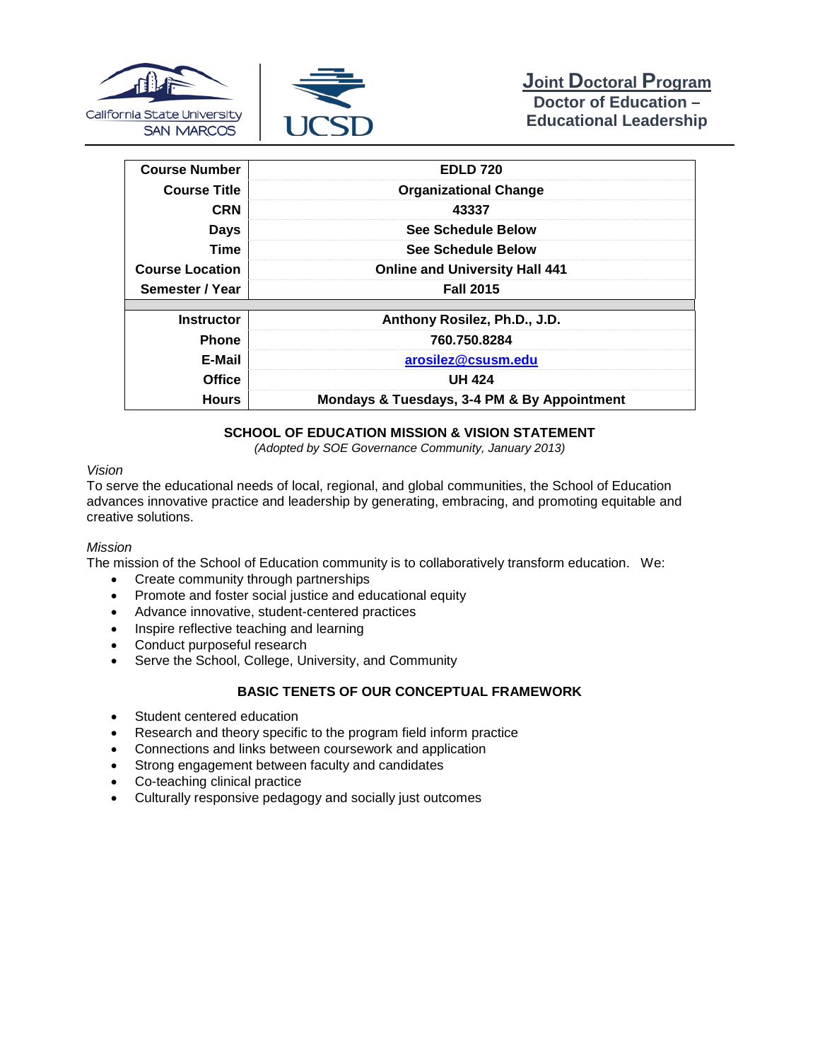# Joint Doctoral Program

**Doctor of Education – Educational Leadership**

| | |
|---|---|
| **Course Number** | **EDLD 720** |
| **Course Title** | **Organizational Change** |
| **CRN** | **43337** |
| **Days** | **See Schedule Below** |
| **Time** | **See Schedule Below** |
| **Course Location** | **Online and University Hall 441** |
| **Semester / Year** | **Fall 2015** |
| | |
| **Instructor** | **Anthony Rosilez, Ph.D., J.D.** |
| **Phone** | **760.750.8284** |
| **E-Mail** | **arosilez@csusm.edu** |
| **Office** | **UH 424** |
| **Hours** | **Mondays & Tuesdays, 3-4 PM & By Appointment** |

## SCHOOL OF EDUCATION MISSION & VISION STATEMENT

*(Adopted by SOE Governance Community, January 2013)*

*Vision*

To serve the educational needs of local, regional, and global communities, the School of Education advances innovative practice and leadership by generating, embracing, and promoting equitable and creative solutions.

*Mission*

The mission of the School of Education community is to collaboratively transform education. We:

- Create community through partnerships
- Promote and foster social justice and educational equity
- Advance innovative, student-centered practices
- Inspire reflective teaching and learning
- Conduct purposeful research
- Serve the School, College, University, and Community

## BASIC TENETS OF OUR CONCEPTUAL FRAMEWORK

- Student centered education
- Research and theory specific to the program field inform practice
- Connections and links between coursework and application
- Strong engagement between faculty and candidates
- Co-teaching clinical practice
- Culturally responsive pedagogy and socially just outcomes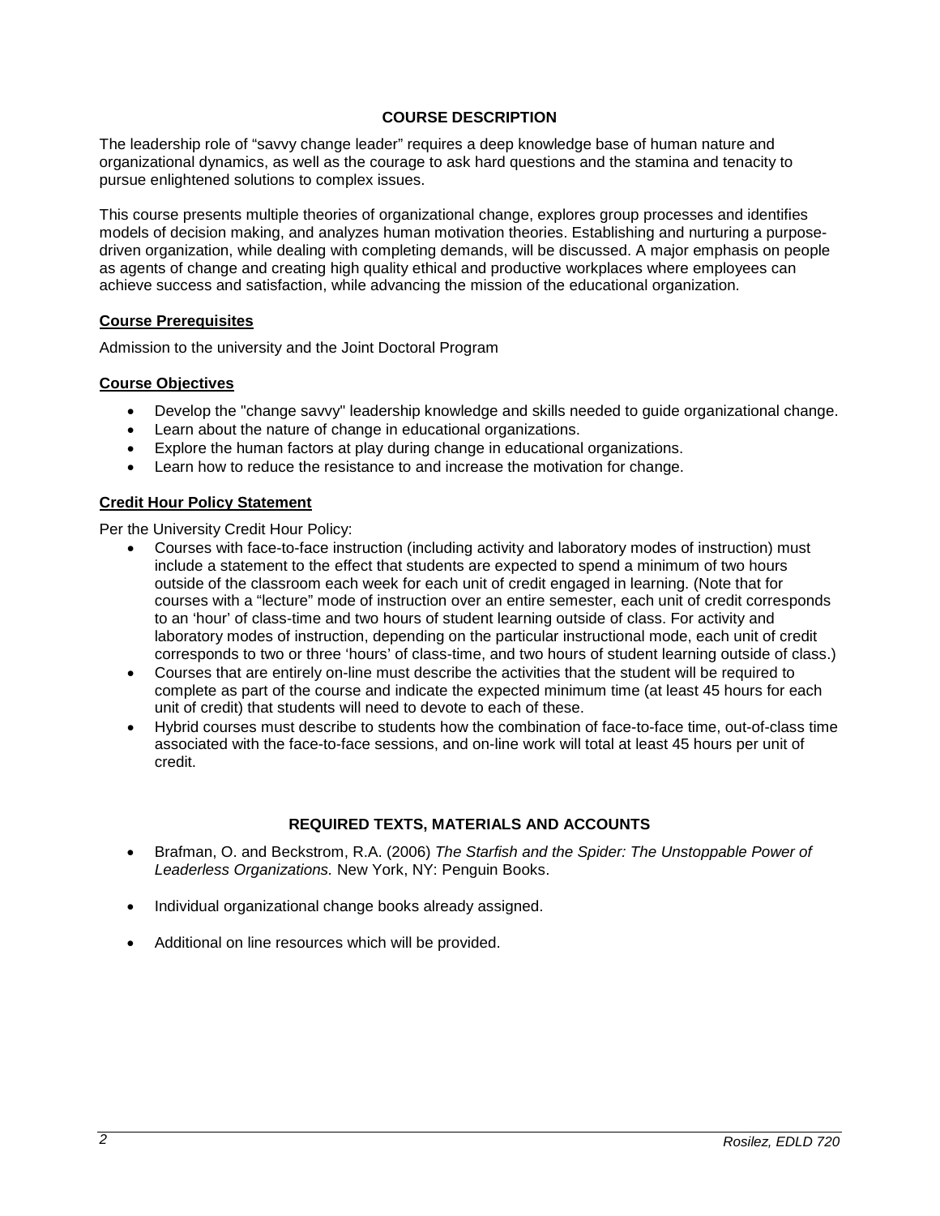## COURSE DESCRIPTION

The leadership role of "savvy change leader" requires a deep knowledge base of human nature and organizational dynamics, as well as the courage to ask hard questions and the stamina and tenacity to pursue enlightened solutions to complex issues.

This course presents multiple theories of organizational change, explores group processes and identifies models of decision making, and analyzes human motivation theories. Establishing and nurturing a purpose-driven organization, while dealing with completing demands, will be discussed. A major emphasis on people as agents of change and creating high quality ethical and productive workplaces where employees can achieve success and satisfaction, while advancing the mission of the educational organization.

### Course Prerequisites

Admission to the university and the Joint Doctoral Program

### Course Objectives

- Develop the "change savvy" leadership knowledge and skills needed to guide organizational change.
- Learn about the nature of change in educational organizations.
- Explore the human factors at play during change in educational organizations.
- Learn how to reduce the resistance to and increase the motivation for change.

### Credit Hour Policy Statement

Per the University Credit Hour Policy:

- Courses with face-to-face instruction (including activity and laboratory modes of instruction) must include a statement to the effect that students are expected to spend a minimum of two hours outside of the classroom each week for each unit of credit engaged in learning. (Note that for courses with a "lecture" mode of instruction over an entire semester, each unit of credit corresponds to an 'hour' of class-time and two hours of student learning outside of class. For activity and laboratory modes of instruction, depending on the particular instructional mode, each unit of credit corresponds to two or three 'hours' of class-time, and two hours of student learning outside of class.)
- Courses that are entirely on-line must describe the activities that the student will be required to complete as part of the course and indicate the expected minimum time (at least 45 hours for each unit of credit) that students will need to devote to each of these.
- Hybrid courses must describe to students how the combination of face-to-face time, out-of-class time associated with the face-to-face sessions, and on-line work will total at least 45 hours per unit of credit.

## REQUIRED TEXTS, MATERIALS AND ACCOUNTS

- Brafman, O. and Beckstrom, R.A. (2006) *The Starfish and the Spider: The Unstoppable Power of Leaderless Organizations.* New York, NY: Penguin Books.
- Individual organizational change books already assigned.
- Additional on line resources which will be provided.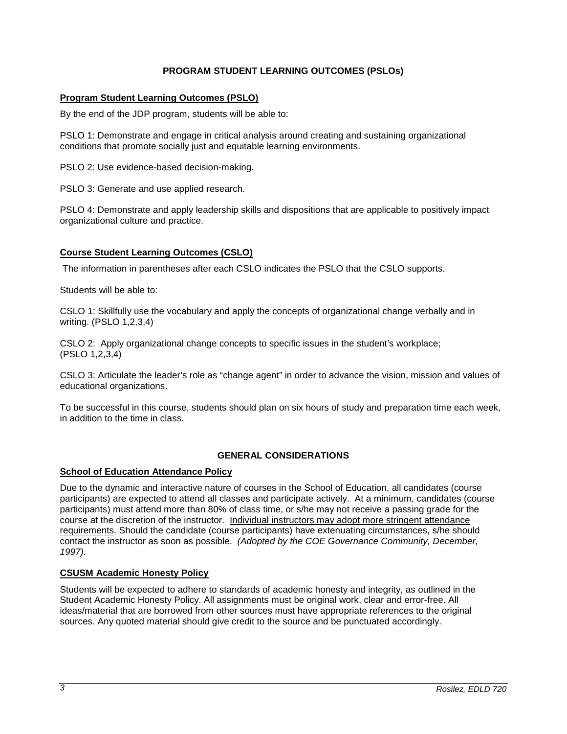## PROGRAM STUDENT LEARNING OUTCOMES (PSLOs)

### Program Student Learning Outcomes (PSLO)

By the end of the JDP program, students will be able to:

PSLO 1: Demonstrate and engage in critical analysis around creating and sustaining organizational conditions that promote socially just and equitable learning environments.

PSLO 2: Use evidence-based decision-making.

PSLO 3: Generate and use applied research.

PSLO 4: Demonstrate and apply leadership skills and dispositions that are applicable to positively impact organizational culture and practice.

### Course Student Learning Outcomes (CSLO)

The information in parentheses after each CSLO indicates the PSLO that the CSLO supports.

Students will be able to:

CSLO 1: Skillfully use the vocabulary and apply the concepts of organizational change verbally and in writing. (PSLO 1,2,3,4)

CSLO 2: Apply organizational change concepts to specific issues in the student's workplace; (PSLO 1,2,3,4)

CSLO 3: Articulate the leader's role as "change agent" in order to advance the vision, mission and values of educational organizations.

To be successful in this course, students should plan on six hours of study and preparation time each week, in addition to the time in class.

## GENERAL CONSIDERATIONS

### School of Education Attendance Policy

Due to the dynamic and interactive nature of courses in the School of Education, all candidates (course participants) are expected to attend all classes and participate actively. At a minimum, candidates (course participants) must attend more than 80% of class time, or s/he may not receive a passing grade for the course at the discretion of the instructor. Individual instructors may adopt more stringent attendance requirements. Should the candidate (course participants) have extenuating circumstances, s/he should contact the instructor as soon as possible. *(Adopted by the COE Governance Community, December, 1997).*

### CSUSM Academic Honesty Policy

Students will be expected to adhere to standards of academic honesty and integrity, as outlined in the Student Academic Honesty Policy. All assignments must be original work, clear and error-free. All ideas/material that are borrowed from other sources must have appropriate references to the original sources. Any quoted material should give credit to the source and be punctuated accordingly.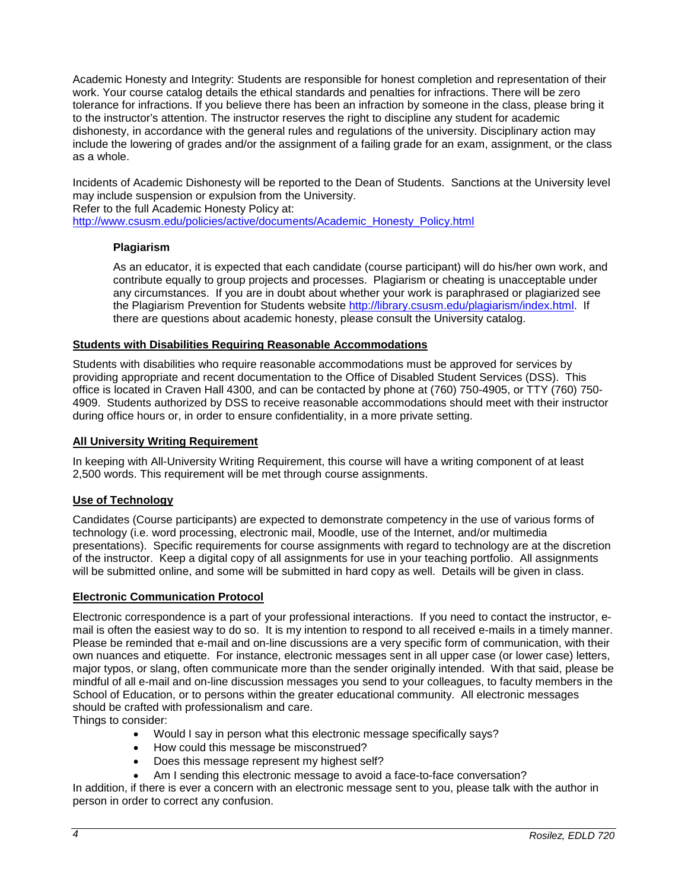Academic Honesty and Integrity: Students are responsible for honest completion and representation of their work. Your course catalog details the ethical standards and penalties for infractions. There will be zero tolerance for infractions. If you believe there has been an infraction by someone in the class, please bring it to the instructor's attention. The instructor reserves the right to discipline any student for academic dishonesty, in accordance with the general rules and regulations of the university. Disciplinary action may include the lowering of grades and/or the assignment of a failing grade for an exam, assignment, or the class as a whole.

Incidents of Academic Dishonesty will be reported to the Dean of Students. Sanctions at the University level may include suspension or expulsion from the University.
Refer to the full Academic Honesty Policy at:
http://www.csusm.edu/policies/active/documents/Academic_Honesty_Policy.html

### Plagiarism

As an educator, it is expected that each candidate (course participant) will do his/her own work, and contribute equally to group projects and processes. Plagiarism or cheating is unacceptable under any circumstances. If you are in doubt about whether your work is paraphrased or plagiarized see the Plagiarism Prevention for Students website http://library.csusm.edu/plagiarism/index.html. If there are questions about academic honesty, please consult the University catalog.

## Students with Disabilities Requiring Reasonable Accommodations

Students with disabilities who require reasonable accommodations must be approved for services by providing appropriate and recent documentation to the Office of Disabled Student Services (DSS). This office is located in Craven Hall 4300, and can be contacted by phone at (760) 750-4905, or TTY (760) 750-4909. Students authorized by DSS to receive reasonable accommodations should meet with their instructor during office hours or, in order to ensure confidentiality, in a more private setting.

## All University Writing Requirement

In keeping with All-University Writing Requirement, this course will have a writing component of at least 2,500 words. This requirement will be met through course assignments.

## Use of Technology

Candidates (Course participants) are expected to demonstrate competency in the use of various forms of technology (i.e. word processing, electronic mail, Moodle, use of the Internet, and/or multimedia presentations). Specific requirements for course assignments with regard to technology are at the discretion of the instructor. Keep a digital copy of all assignments for use in your teaching portfolio. All assignments will be submitted online, and some will be submitted in hard copy as well. Details will be given in class.

## Electronic Communication Protocol

Electronic correspondence is a part of your professional interactions. If you need to contact the instructor, e-mail is often the easiest way to do so. It is my intention to respond to all received e-mails in a timely manner. Please be reminded that e-mail and on-line discussions are a very specific form of communication, with their own nuances and etiquette. For instance, electronic messages sent in all upper case (or lower case) letters, major typos, or slang, often communicate more than the sender originally intended. With that said, please be mindful of all e-mail and on-line discussion messages you send to your colleagues, to faculty members in the School of Education, or to persons within the greater educational community. All electronic messages should be crafted with professionalism and care.
Things to consider:

- Would I say in person what this electronic message specifically says?
- How could this message be misconstrued?
- Does this message represent my highest self?
- Am I sending this electronic message to avoid a face-to-face conversation?

In addition, if there is ever a concern with an electronic message sent to you, please talk with the author in person in order to correct any confusion.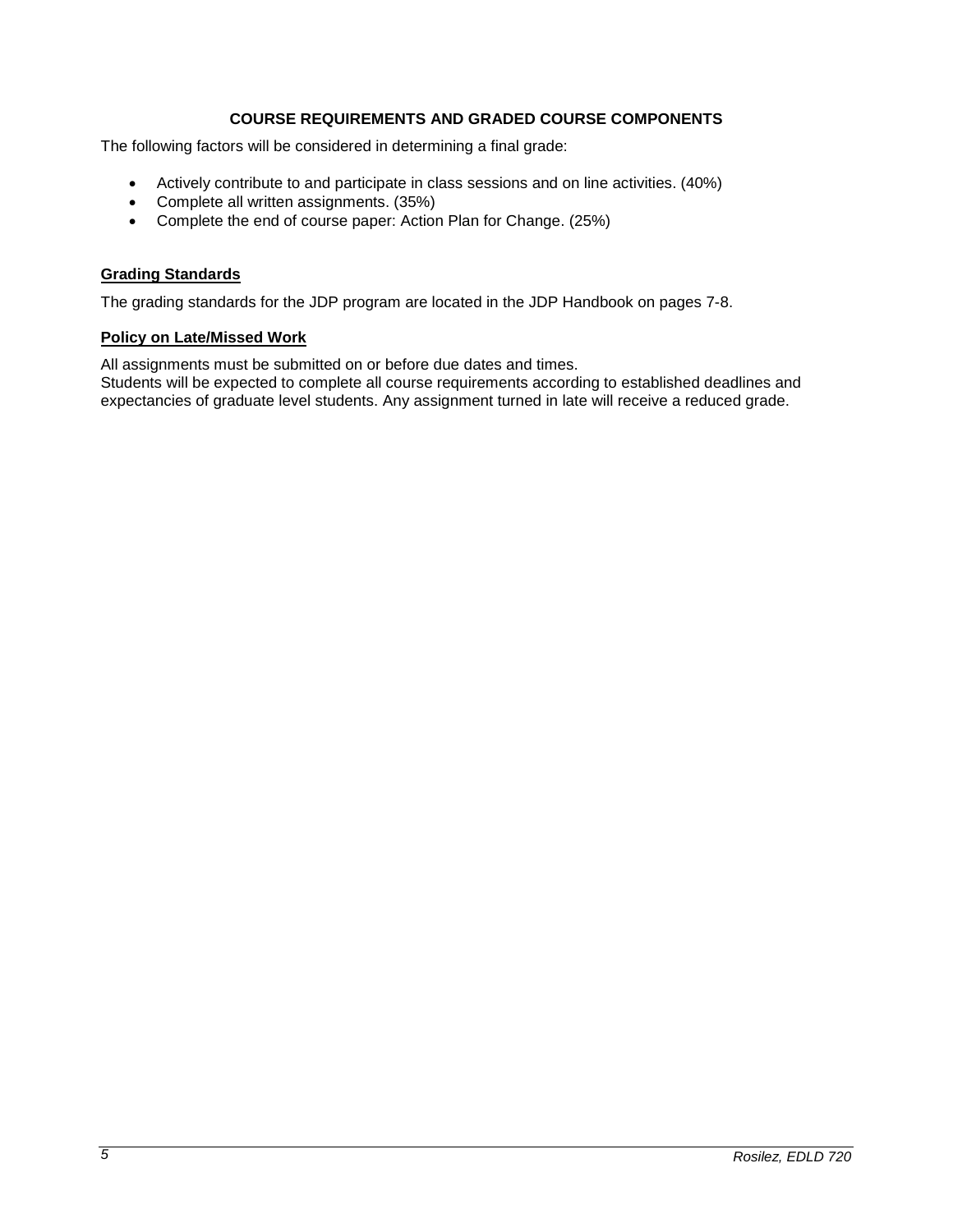**COURSE REQUIREMENTS AND GRADED COURSE COMPONENTS**

The following factors will be considered in determining a final grade:

- Actively contribute to and participate in class sessions and on line activities. (40%)
- Complete all written assignments. (35%)
- Complete the end of course paper: Action Plan for Change. (25%)

## Grading Standards

The grading standards for the JDP program are located in the JDP Handbook on pages 7-8.

## Policy on Late/Missed Work

All assignments must be submitted on or before due dates and times.
Students will be expected to complete all course requirements according to established deadlines and expectancies of graduate level students. Any assignment turned in late will receive a reduced grade.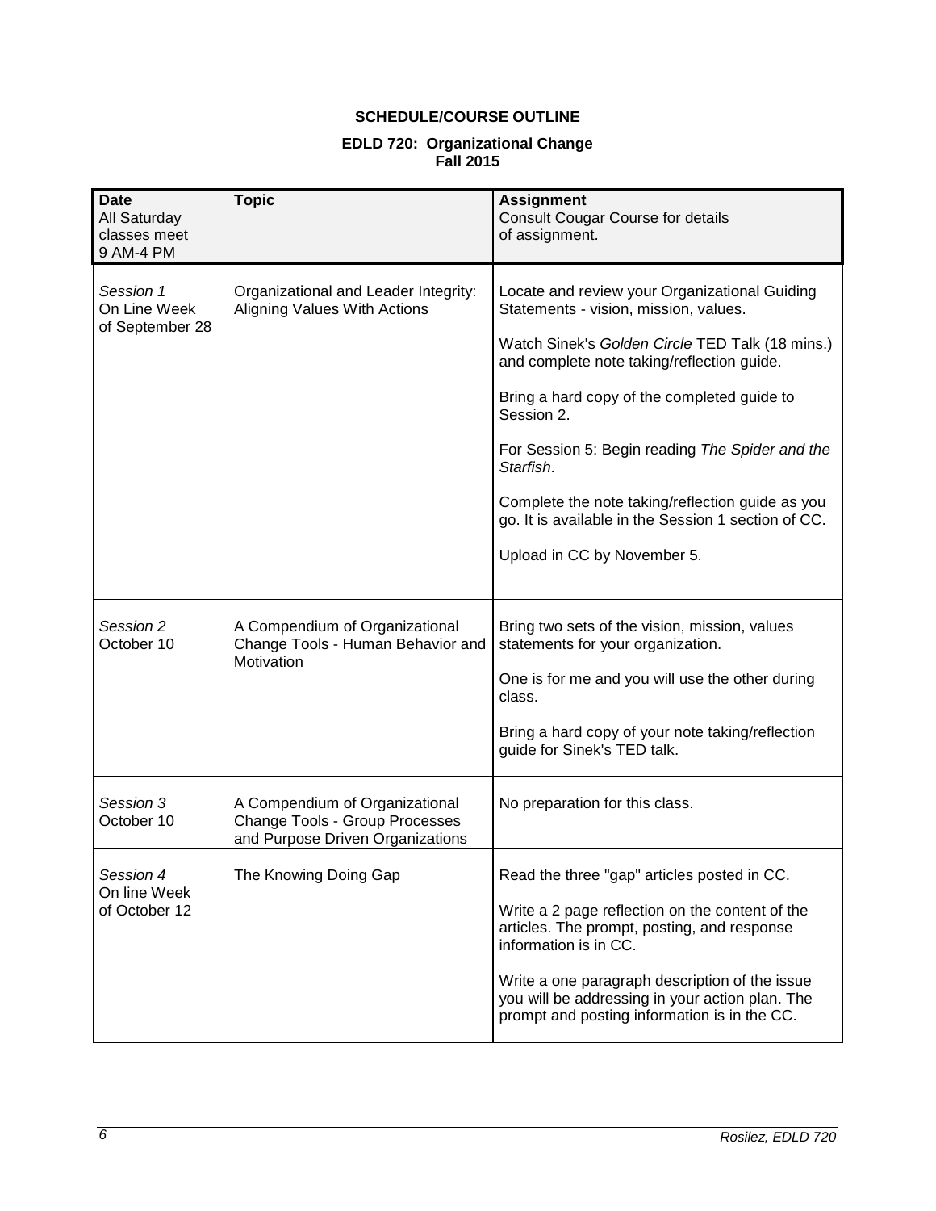**SCHEDULE/COURSE OUTLINE**

**EDLD 720: Organizational Change**
**Fall 2015**

| **Date** All Saturday classes meet 9 AM-4 PM | **Topic** | **Assignment** Consult Cougar Course for details of assignment. |
|---|---|---|
| *Session 1* On Line Week of September 28 | Organizational and Leader Integrity: Aligning Values With Actions | Locate and review your Organizational Guiding Statements - vision, mission, values.<br><br>Watch Sinek's *Golden Circle* TED Talk (18 mins.) and complete note taking/reflection guide.<br><br>Bring a hard copy of the completed guide to Session 2.<br><br>For Session 5: Begin reading *The Spider and the Starfish*.<br><br>Complete the note taking/reflection guide as you go. It is available in the Session 1 section of CC.<br><br>Upload in CC by November 5. |
| *Session 2* October 10 | A Compendium of Organizational Change Tools - Human Behavior and Motivation | Bring two sets of the vision, mission, values statements for your organization.<br><br>One is for me and you will use the other during class.<br><br>Bring a hard copy of your note taking/reflection guide for Sinek's TED talk. |
| *Session 3* October 10 | A Compendium of Organizational Change Tools - Group Processes and Purpose Driven Organizations | No preparation for this class. |
| *Session 4* On line Week of October 12 | The Knowing Doing Gap | Read the three "gap" articles posted in CC.<br><br>Write a 2 page reflection on the content of the articles. The prompt, posting, and response information is in CC.<br><br>Write a one paragraph description of the issue you will be addressing in your action plan. The prompt and posting information is in the CC. |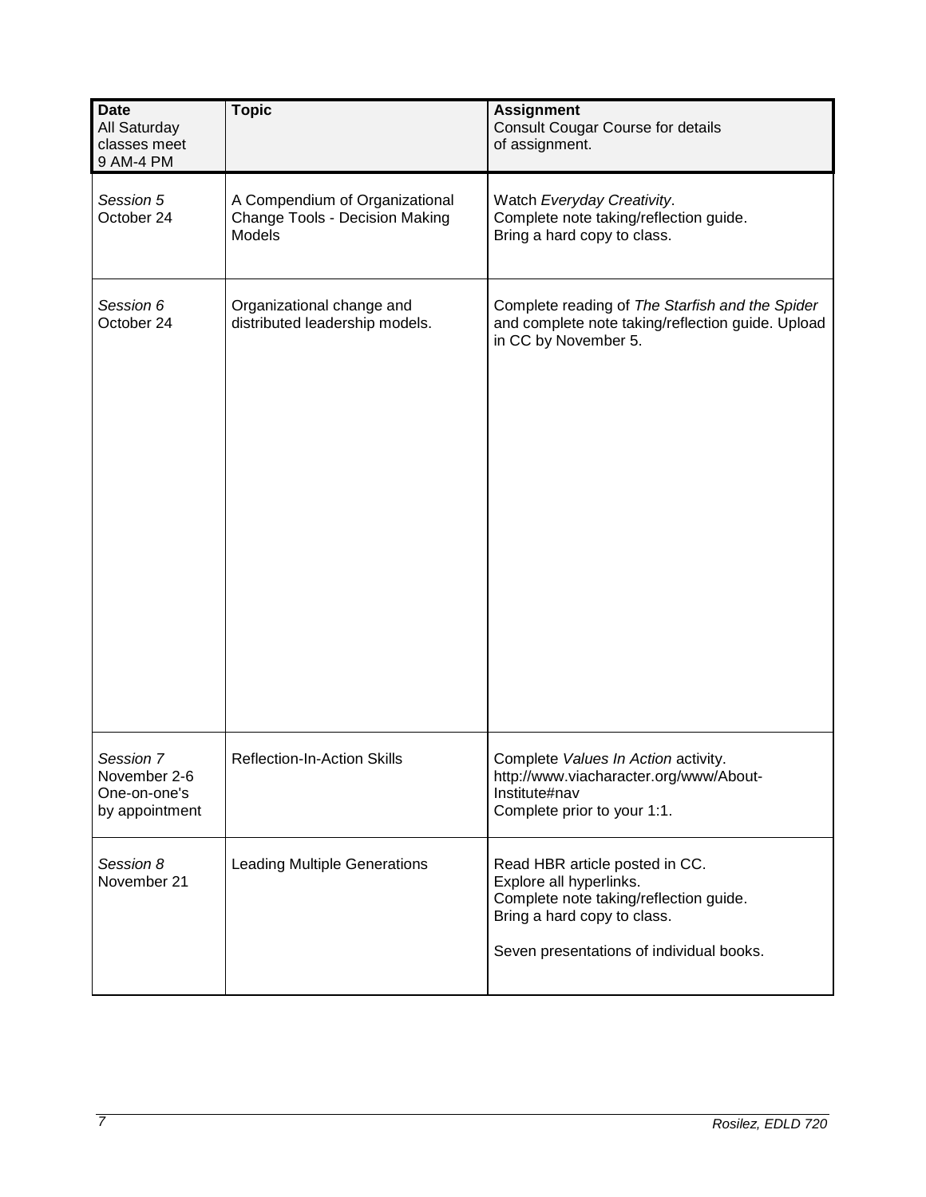| **Date**<br>All Saturday classes meet 9 AM-4 PM | **Topic** | **Assignment**<br>Consult Cougar Course for details of assignment. |
|---|---|---|
| *Session 5*<br>October 24 | A Compendium of Organizational Change Tools - Decision Making Models | Watch *Everyday Creativity*.<br>Complete note taking/reflection guide.<br>Bring a hard copy to class. |
| *Session 6*<br>October 24 | Organizational change and distributed leadership models. | Complete reading of *The Starfish and the Spider* and complete note taking/reflection guide. Upload in CC by November 5. |
| *Session 7*<br>November 2-6<br>One-on-one's by appointment | Reflection-In-Action Skills | Complete *Values In Action* activity.<br>http://www.viacharacter.org/www/About-Institute#nav<br>Complete prior to your 1:1. |
| *Session 8*<br>November 21 | Leading Multiple Generations | Read HBR article posted in CC.<br>Explore all hyperlinks.<br>Complete note taking/reflection guide.<br>Bring a hard copy to class.<br><br>Seven presentations of individual books. |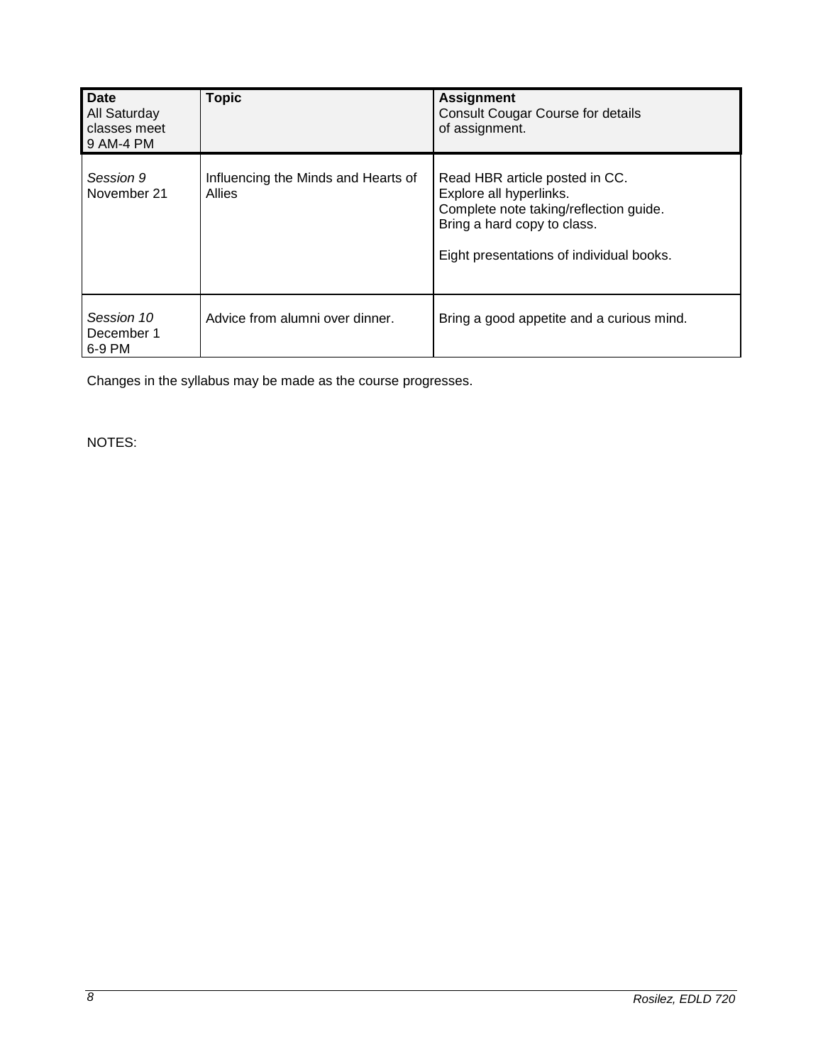| **Date** All Saturday classes meet 9 AM-4 PM | **Topic** | **Assignment** Consult Cougar Course for details of assignment. |
|---|---|---|
| *Session 9* November 21 | Influencing the Minds and Hearts of Allies | Read HBR article posted in CC.<br>Explore all hyperlinks.<br>Complete note taking/reflection guide.<br>Bring a hard copy to class.<br><br>Eight presentations of individual books. |
| *Session 10* December 1 6-9 PM | Advice from alumni over dinner. | Bring a good appetite and a curious mind. |

Changes in the syllabus may be made as the course progresses.

NOTES: